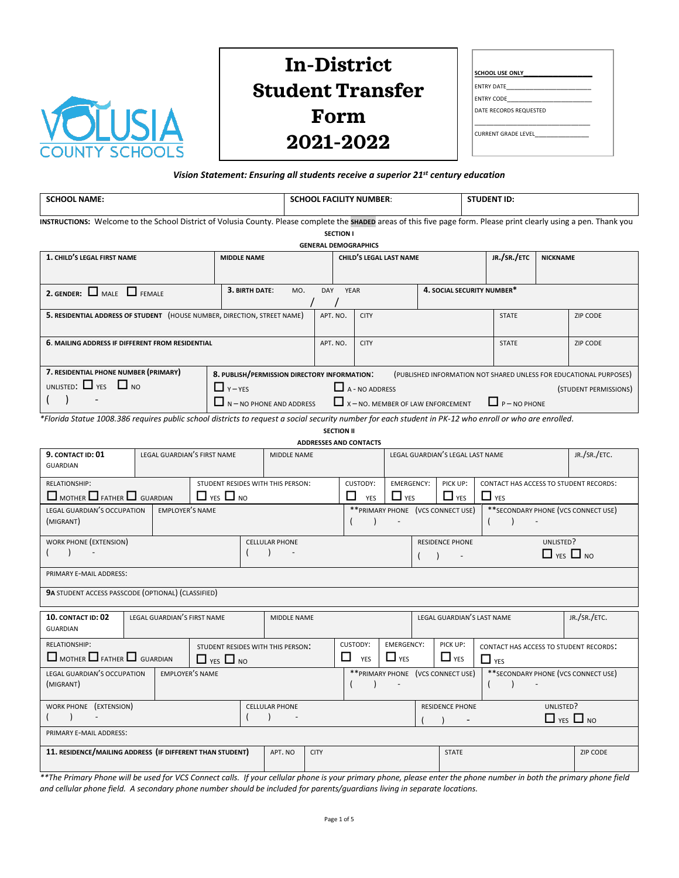VOLUSIA COUNTY SCHOOLS

# In-District Student Transfer Form 2021-2022

| SCHOOL USE ONLY |
|---|
| ENTRY DATE |
| ENTRY CODE |
| DATE RECORDS REQUESTED |
| CURRENT GRADE LEVEL |

***Vision Statement: Ensuring all students receive a superior 21st century education***

| SCHOOL NAME: | SCHOOL FACILITY NUMBER: | STUDENT ID: |
|---|---|---|
| | | |

**INSTRUCTIONS:** Welcome to the School District of Volusia County. Please complete the **SHADED** areas of this five page form. Please print clearly using a pen. Thank you

## SECTION I
### GENERAL DEMOGRAPHICS

| 1. CHILD'S LEGAL FIRST NAME | MIDDLE NAME | CHILD'S LEGAL LAST NAME | JR./SR./ETC | NICKNAME |
|---|---|---|---|---|
| | | | | |

| 2. GENDER: ☐ MALE ☐ FEMALE | 3. BIRTH DATE: MO. / DAY / YEAR | 4. SOCIAL SECURITY NUMBER* |
|---|---|---|

| 5. RESIDENTIAL ADDRESS OF STUDENT (HOUSE NUMBER, DIRECTION, STREET NAME) | APT. NO. | CITY | STATE | ZIP CODE |
|---|---|---|---|---|
| | | | | |

| 6. MAILING ADDRESS IF DIFFERENT FROM RESIDENTIAL | APT. NO. | CITY | STATE | ZIP CODE |
|---|---|---|---|---|
| | | | | |

| 7. RESIDENTIAL PHONE NUMBER (PRIMARY) | 8. PUBLISH/PERMISSION DIRECTORY INFORMATION: (PUBLISHED INFORMATION NOT SHARED UNLESS FOR EDUCATIONAL PURPOSES) |
|---|---|
| UNLISTED: ☐ YES ☐ NO | ☐ Y – YES ☐ A - NO ADDRESS (STUDENT PERMISSIONS) |
| ( ) - | ☐ N – NO PHONE AND ADDRESS ☐ X – NO. MEMBER OF LAW ENFORCEMENT ☐ P – NO PHONE |

*\*Florida Statue 1008.386 requires public school districts to request a social security number for each student in PK-12 who enroll or who are enrolled.*

## SECTION II
### ADDRESSES AND CONTACTS

| 9. CONTACT ID: 01 GUARDIAN | LEGAL GUARDIAN'S FIRST NAME | MIDDLE NAME | LEGAL GUARDIAN'S LEGAL LAST NAME | JR./SR./ETC. |
|---|---|---|---|---|
| | | | | |

| RELATIONSHIP: | STUDENT RESIDES WITH THIS PERSON: | CUSTODY: | EMERGENCY: | PICK UP: | CONTACT HAS ACCESS TO STUDENT RECORDS: |
|---|---|---|---|---|---|
| ☐ MOTHER ☐ FATHER ☐ GUARDIAN | ☐ YES ☐ NO | ☐ YES | ☐ YES | ☐ YES | ☐ YES |

| LEGAL GUARDIAN'S OCCUPATION (MIGRANT) | EMPLOYER'S NAME | **PRIMARY PHONE (VCS CONNECT USE) | **SECONDARY PHONE (VCS CONNECT USE) |
|---|---|---|---|
| | | ( ) - | ( ) - |

| WORK PHONE (EXTENSION) | CELLULAR PHONE | RESIDENCE PHONE | UNLISTED? |
|---|---|---|---|
| ( ) - | ( ) - | ( ) - | ☐ YES ☐ NO |

PRIMARY E-MAIL ADDRESS:

**9A** STUDENT ACCESS PASSCODE (OPTIONAL) (CLASSIFIED)

| 10. CONTACT ID: 02 GUARDIAN | LEGAL GUARDIAN'S FIRST NAME | MIDDLE NAME | LEGAL GUARDIAN'S LAST NAME | JR./SR./ETC. |
|---|---|---|---|---|
| | | | | |

| RELATIONSHIP: | STUDENT RESIDES WITH THIS PERSON: | CUSTODY: | EMERGENCY: | PICK UP: | CONTACT HAS ACCESS TO STUDENT RECORDS: |
|---|---|---|---|---|---|
| ☐ MOTHER ☐ FATHER ☐ GUARDIAN | ☐ YES ☐ NO | ☐ YES | ☐ YES | ☐ YES | ☐ YES |

| LEGAL GUARDIAN'S OCCUPATION (MIGRANT) | EMPLOYER'S NAME | **PRIMARY PHONE (VCS CONNECT USE) | **SECONDARY PHONE (VCS CONNECT USE) |
|---|---|---|---|
| | | ( ) - | ( ) - |

| WORK PHONE (EXTENSION) | CELLULAR PHONE | RESIDENCE PHONE | UNLISTED? |
|---|---|---|---|
| ( ) - | ( ) - | ( ) - | ☐ YES ☐ NO |

PRIMARY E-MAIL ADDRESS:

| 11. RESIDENCE/MAILING ADDRESS (IF DIFFERENT THAN STUDENT) | APT. NO | CITY | STATE | ZIP CODE |
|---|---|---|---|---|
| | | | | |

*\*\*The Primary Phone will be used for VCS Connect calls. If your cellular phone is your primary phone, please enter the phone number in both the primary phone field and cellular phone field. A secondary phone number should be included for parents/guardians living in separate locations.*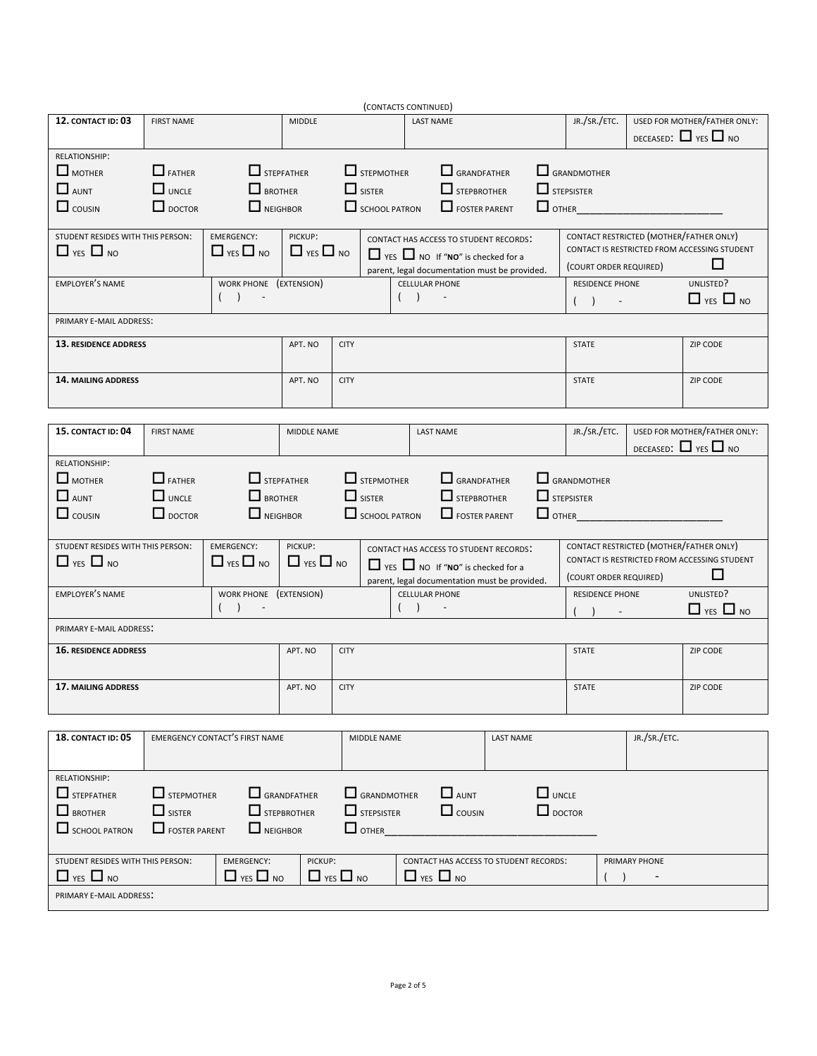(CONTACTS CONTINUED)

| **12. CONTACT ID: 03** | FIRST NAME | MIDDLE | LAST NAME | JR./SR./ETC. | USED FOR MOTHER/FATHER ONLY: DECEASED: ☐ YES ☐ NO |
|---|---|---|---|---|---|

RELATIONSHIP:

☐ MOTHER ☐ FATHER ☐ STEPFATHER ☐ STEPMOTHER ☐ GRANDFATHER ☐ GRANDMOTHER
☐ AUNT ☐ UNCLE ☐ BROTHER ☐ SISTER ☐ STEPBROTHER ☐ STEPSISTER
☐ COUSIN ☐ DOCTOR ☐ NEIGHBOR ☐ SCHOOL PATRON ☐ FOSTER PARENT ☐ OTHER______________________________

| STUDENT RESIDES WITH THIS PERSON: ☐ YES ☐ NO | EMERGENCY: ☐ YES ☐ NO | PICKUP: ☐ YES ☐ NO | CONTACT HAS ACCESS TO STUDENT RECORDS: ☐ YES ☐ NO If "**NO**" is checked for a parent, legal documentation must be provided. | CONTACT RESTRICTED (MOTHER/FATHER ONLY) CONTACT IS RESTRICTED FROM ACCESSING STUDENT (COURT ORDER REQUIRED) ☐ |
|---|---|---|---|---|

| EMPLOYER'S NAME | WORK PHONE (EXTENSION) ( ) - | CELLULAR PHONE ( ) - | RESIDENCE PHONE ( ) - | UNLISTED? ☐ YES ☐ NO |
|---|---|---|---|---|

PRIMARY E-MAIL ADDRESS:

| **13. RESIDENCE ADDRESS** | APT. NO | CITY | STATE | ZIP CODE |
|---|---|---|---|---|
| **14. MAILING ADDRESS** | APT. NO | CITY | STATE | ZIP CODE |

| **15. CONTACT ID: 04** | FIRST NAME | MIDDLE NAME | LAST NAME | JR./SR./ETC. | USED FOR MOTHER/FATHER ONLY: DECEASED: ☐ YES ☐ NO |
|---|---|---|---|---|---|

RELATIONSHIP:

☐ MOTHER ☐ FATHER ☐ STEPFATHER ☐ STEPMOTHER ☐ GRANDFATHER ☐ GRANDMOTHER
☐ AUNT ☐ UNCLE ☐ BROTHER ☐ SISTER ☐ STEPBROTHER ☐ STEPSISTER
☐ COUSIN ☐ DOCTOR ☐ NEIGHBOR ☐ SCHOOL PATRON ☐ FOSTER PARENT ☐ OTHER______________________________

| STUDENT RESIDES WITH THIS PERSON: ☐ YES ☐ NO | EMERGENCY: ☐ YES ☐ NO | PICKUP: ☐ YES ☐ NO | CONTACT HAS ACCESS TO STUDENT RECORDS: ☐ YES ☐ NO If "**NO**" is checked for a parent, legal documentation must be provided. | CONTACT RESTRICTED (MOTHER/FATHER ONLY) CONTACT IS RESTRICTED FROM ACCESSING STUDENT (COURT ORDER REQUIRED) ☐ |
|---|---|---|---|---|

| EMPLOYER'S NAME | WORK PHONE (EXTENSION) ( ) - | CELLULAR PHONE ( ) - | RESIDENCE PHONE ( ) - | UNLISTED? ☐ YES ☐ NO |
|---|---|---|---|---|

PRIMARY E-MAIL ADDRESS:

| **16. RESIDENCE ADDRESS** | APT. NO | CITY | STATE | ZIP CODE |
|---|---|---|---|---|
| **17. MAILING ADDRESS** | APT. NO | CITY | STATE | ZIP CODE |

| **18. CONTACT ID: 05** | EMERGENCY CONTACT'S FIRST NAME | MIDDLE NAME | LAST NAME | JR./SR./ETC. |
|---|---|---|---|---|

RELATIONSHIP:

☐ STEPFATHER ☐ STEPMOTHER ☐ GRANDFATHER ☐ GRANDMOTHER ☐ AUNT ☐ UNCLE
☐ BROTHER ☐ SISTER ☐ STEPBROTHER ☐ STEPSISTER ☐ COUSIN ☐ DOCTOR
☐ SCHOOL PATRON ☐ FOSTER PARENT ☐ NEIGHBOR ☐ OTHER__________________________________________

| STUDENT RESIDES WITH THIS PERSON: ☐ YES ☐ NO | EMERGENCY: ☐ YES ☐ NO | PICKUP: ☐ YES ☐ NO | CONTACT HAS ACCESS TO STUDENT RECORDS: ☐ YES ☐ NO | PRIMARY PHONE ( ) - |
|---|---|---|---|---|

PRIMARY E-MAIL ADDRESS: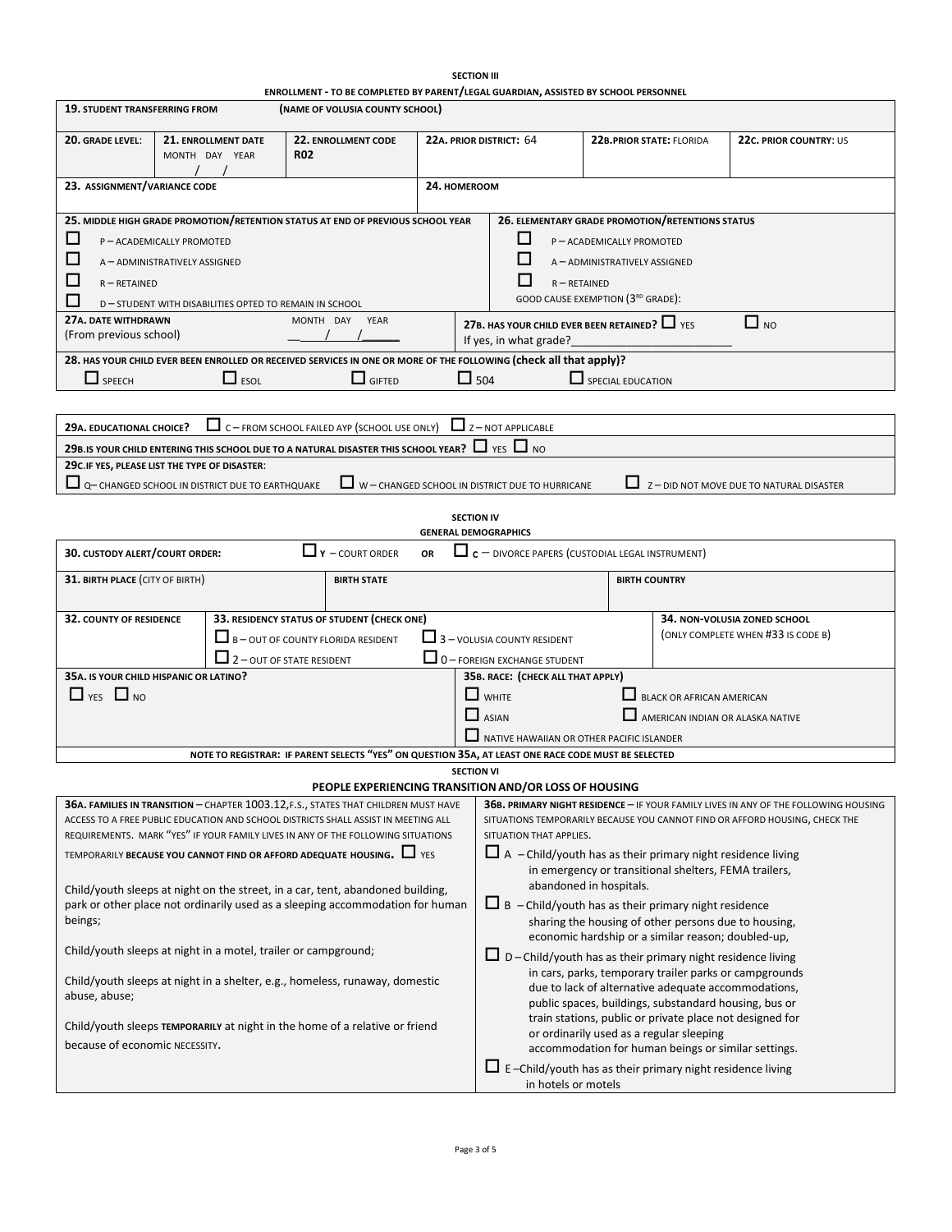## SECTION III

**ENROLLMENT - TO BE COMPLETED BY PARENT/LEGAL GUARDIAN, ASSISTED BY SCHOOL PERSONNEL**

| **19. STUDENT TRANSFERRING FROM** (NAME OF VOLUSIA COUNTY SCHOOL) | | | | | |
|---|---|---|---|---|---|
| **20. GRADE LEVEL:** | **21. ENROLLMENT DATE** MONTH DAY YEAR / / | **22. ENROLLMENT CODE** R02 | **22A. PRIOR DISTRICT:** 64 | **22B. PRIOR STATE:** FLORIDA | **22C. PRIOR COUNTRY:** US |
| **23. ASSIGNMENT/VARIANCE CODE** | | | **24. HOMEROOM** | | |

| **25. MIDDLE HIGH GRADE PROMOTION/RETENTION STATUS AT END OF PREVIOUS SCHOOL YEAR** | **26. ELEMENTARY GRADE PROMOTION/RETENTIONS STATUS** |
|---|---|
| ☐ P – ACADEMICALLY PROMOTED | ☐ P – ACADEMICALLY PROMOTED |
| ☐ A – ADMINISTRATIVELY ASSIGNED | ☐ A – ADMINISTRATIVELY ASSIGNED |
| ☐ R – RETAINED | ☐ R – RETAINED |
| ☐ D – STUDENT WITH DISABILITIES OPTED TO REMAIN IN SCHOOL | GOOD CAUSE EXEMPTION (3RD GRADE): |
| **27A. DATE WITHDRAWN** (From previous school) MONTH DAY YEAR \_\_/\_\_/\_\_ | **27B. HAS YOUR CHILD EVER BEEN RETAINED?** ☐ YES ☐ NO If yes, in what grade?\_\_\_\_\_\_\_\_ |

**28. HAS YOUR CHILD EVER BEEN ENROLLED OR RECEIVED SERVICES IN ONE OR MORE OF THE FOLLOWING (check all that apply)?**

☐ SPEECH ☐ ESOL ☐ GIFTED ☐ 504 ☐ SPECIAL EDUCATION

**29A. EDUCATIONAL CHOICE?** ☐ C – FROM SCHOOL FAILED AYP (SCHOOL USE ONLY) ☐ Z – NOT APPLICABLE

**29B. IS YOUR CHILD ENTERING THIS SCHOOL DUE TO A NATURAL DISASTER THIS SCHOOL YEAR?** ☐ YES ☐ NO

**29C. IF YES, PLEASE LIST THE TYPE OF DISASTER:**

☐ Q– CHANGED SCHOOL IN DISTRICT DUE TO EARTHQUAKE ☐ W – CHANGED SCHOOL IN DISTRICT DUE TO HURRICANE ☐ Z – DID NOT MOVE DUE TO NATURAL DISASTER

## SECTION IV

**GENERAL DEMOGRAPHICS**

**30. CUSTODY ALERT/COURT ORDER:** ☐ Y – COURT ORDER OR ☐ C – DIVORCE PAPERS (CUSTODIAL LEGAL INSTRUMENT)

| **31. BIRTH PLACE** (CITY OF BIRTH) | **BIRTH STATE** | **BIRTH COUNTRY** |
|---|---|---|
| | | |

| **32. COUNTY OF RESIDENCE** | **33. RESIDENCY STATUS OF STUDENT (CHECK ONE)** | **34. NON-VOLUSIA ZONED SCHOOL** (ONLY COMPLETE WHEN #33 IS CODE B) |
|---|---|---|
| | ☐ B – OUT OF COUNTY FLORIDA RESIDENT ☐ 3 – VOLUSIA COUNTY RESIDENT ☐ 2 – OUT OF STATE RESIDENT ☐ 0 – FOREIGN EXCHANGE STUDENT | |

| **35A. IS YOUR CHILD HISPANIC OR LATINO?** | **35B. RACE: (CHECK ALL THAT APPLY)** |
|---|---|
| ☐ YES ☐ NO | ☐ WHITE ☐ BLACK OR AFRICAN AMERICAN ☐ ASIAN ☐ AMERICAN INDIAN OR ALASKA NATIVE ☐ NATIVE HAWAIIAN OR OTHER PACIFIC ISLANDER |

**NOTE TO REGISTRAR: IF PARENT SELECTS "YES" ON QUESTION 35A, AT LEAST ONE RACE CODE MUST BE SELECTED**

## SECTION VI

**PEOPLE EXPERIENCING TRANSITION AND/OR LOSS OF HOUSING**

**36A. FAMILIES IN TRANSITION** – CHAPTER 1003.12, F.S., STATES THAT CHILDREN MUST HAVE ACCESS TO A FREE PUBLIC EDUCATION AND SCHOOL DISTRICTS SHALL ASSIST IN MEETING ALL REQUIREMENTS. MARK "YES" IF YOUR FAMILY LIVES IN ANY OF THE FOLLOWING SITUATIONS TEMPORARILY **BECAUSE YOU CANNOT FIND OR AFFORD ADEQUATE HOUSING.** ☐ YES

Child/youth sleeps at night on the street, in a car, tent, abandoned building, park or other place not ordinarily used as a sleeping accommodation for human beings;

Child/youth sleeps at night in a motel, trailer or campground;

Child/youth sleeps at night in a shelter, e.g., homeless, runaway, domestic abuse, abuse;

Child/youth sleeps **TEMPORARILY** at night in the home of a relative or friend because of economic NECESSITY.

**36B. PRIMARY NIGHT RESIDENCE** – IF YOUR FAMILY LIVES IN ANY OF THE FOLLOWING HOUSING SITUATIONS TEMPORARILY BECAUSE YOU CANNOT FIND OR AFFORD HOUSING, CHECK THE SITUATION THAT APPLIES.

☐ A – Child/youth has as their primary night residence living in emergency or transitional shelters, FEMA trailers, abandoned in hospitals.

☐ B – Child/youth has as their primary night residence sharing the housing of other persons due to housing, economic hardship or a similar reason; doubled-up,

☐ D – Child/youth has as their primary night residence living in cars, parks, temporary trailer parks or campgrounds due to lack of alternative adequate accommodations, public spaces, buildings, substandard housing, bus or train stations, public or private place not designed for or ordinarily used as a regular sleeping accommodation for human beings or similar settings.

☐ E – Child/youth has as their primary night residence living in hotels or motels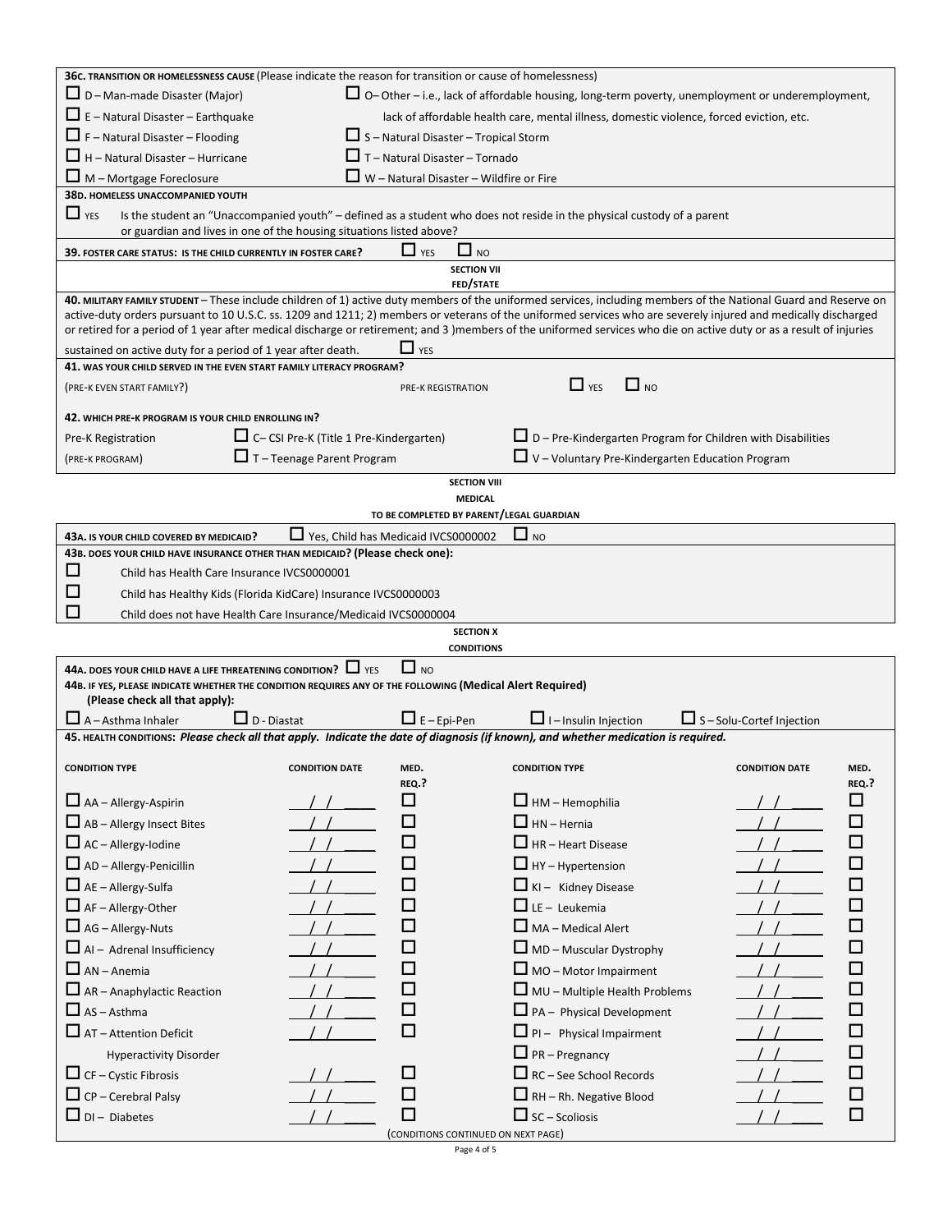**36C. TRANSITION OR HOMELESSNESS CAUSE** (Please indicate the reason for transition or cause of homelessness)

- ☐ D – Man-made Disaster (Major)
- ☐ E – Natural Disaster – Earthquake
- ☐ F – Natural Disaster – Flooding
- ☐ H – Natural Disaster – Hurricane
- ☐ M – Mortgage Foreclosure
- ☐ O– Other – i.e., lack of affordable housing, long-term poverty, unemployment or underemployment, lack of affordable health care, mental illness, domestic violence, forced eviction, etc.
- ☐ S – Natural Disaster – Tropical Storm
- ☐ T – Natural Disaster – Tornado
- ☐ W – Natural Disaster – Wildfire or Fire

**38D. HOMELESS UNACCOMPANIED YOUTH**

☐ YES Is the student an "Unaccompanied youth" – defined as a student who does not reside in the physical custody of a parent or guardian and lives in one of the housing situations listed above?

**39. FOSTER CARE STATUS: IS THE CHILD CURRENTLY IN FOSTER CARE?** ☐ YES ☐ NO

## SECTION VII
## FED/STATE

**40. MILITARY FAMILY STUDENT** – These include children of 1) active duty members of the uniformed services, including members of the National Guard and Reserve on active-duty orders pursuant to 10 U.S.C. ss. 1209 and 1211; 2) members or veterans of the uniformed services who are severely injured and medically discharged or retired for a period of 1 year after medical discharge or retirement; and 3 )members of the uniformed services who die on active duty or as a result of injuries sustained on active duty for a period of 1 year after death. ☐ YES

**41. WAS YOUR CHILD SERVED IN THE EVEN START FAMILY LITERACY PROGRAM?**

(PRE-K EVEN START FAMILY?) PRE-K REGISTRATION ☐ YES ☐ NO

**42. WHICH PRE-K PROGRAM IS YOUR CHILD ENROLLING IN?**

Pre-K Registration (PRE-K PROGRAM)

- ☐ C– CSI Pre-K (Title 1 Pre-Kindergarten)
- ☐ T – Teenage Parent Program
- ☐ D – Pre-Kindergarten Program for Children with Disabilities
- ☐ V – Voluntary Pre-Kindergarten Education Program

## SECTION VIII
## MEDICAL
### TO BE COMPLETED BY PARENT/LEGAL GUARDIAN

**43A. IS YOUR CHILD COVERED BY MEDICAID?** ☐ Yes, Child has Medicaid IVCS0000002 ☐ NO

**43B. DOES YOUR CHILD HAVE INSURANCE OTHER THAN MEDICAID? (Please check one):**

- ☐ Child has Health Care Insurance IVCS0000001
- ☐ Child has Healthy Kids (Florida KidCare) Insurance IVCS0000003
- ☐ Child does not have Health Care Insurance/Medicaid IVCS0000004

## SECTION X
## CONDITIONS

**44A. DOES YOUR CHILD HAVE A LIFE THREATENING CONDITION?** ☐ YES ☐ NO

**44B. IF YES, PLEASE INDICATE WHETHER THE CONDITION REQUIRES ANY OF THE FOLLOWING (Medical Alert Required) (Please check all that apply):**

☐ A – Asthma Inhaler ☐ D - Diastat ☐ E – Epi-Pen ☐ I – Insulin Injection ☐ S – Solu-Cortef Injection

**45. HEALTH CONDITIONS:** ***Please check all that apply. Indicate the date of diagnosis (if known), and whether medication is required.***

| CONDITION TYPE | CONDITION DATE | MED. REQ.? | CONDITION TYPE | CONDITION DATE | MED. REQ.? |
|---|---|---|---|---|---|
| ☐ AA – Allergy-Aspirin | / / | ☐ | ☐ HM – Hemophilia | / / | ☐ |
| ☐ AB – Allergy Insect Bites | / / | ☐ | ☐ HN – Hernia | / / | ☐ |
| ☐ AC – Allergy-Iodine | / / | ☐ | ☐ HR – Heart Disease | / / | ☐ |
| ☐ AD – Allergy-Penicillin | / / | ☐ | ☐ HY – Hypertension | / / | ☐ |
| ☐ AE – Allergy-Sulfa | / / | ☐ | ☐ KI – Kidney Disease | / / | ☐ |
| ☐ AF – Allergy-Other | / / | ☐ | ☐ LE – Leukemia | / / | ☐ |
| ☐ AG – Allergy-Nuts | / / | ☐ | ☐ MA – Medical Alert | / / | ☐ |
| ☐ AI – Adrenal Insufficiency | / / | ☐ | ☐ MD – Muscular Dystrophy | / / | ☐ |
| ☐ AN – Anemia | / / | ☐ | ☐ MO – Motor Impairment | / / | ☐ |
| ☐ AR – Anaphylactic Reaction | / / | ☐ | ☐ MU – Multiple Health Problems | / / | ☐ |
| ☐ AS – Asthma | / / | ☐ | ☐ PA – Physical Development | / / | ☐ |
| ☐ AT – Attention Deficit Hyperactivity Disorder | / / | ☐ | ☐ PI – Physical Impairment | / / | ☐ |
| | | | ☐ PR – Pregnancy | / / | ☐ |
| ☐ CF – Cystic Fibrosis | / / | ☐ | ☐ RC – See School Records | / / | ☐ |
| ☐ CP – Cerebral Palsy | / / | ☐ | ☐ RH – Rh. Negative Blood | / / | ☐ |
| ☐ DI – Diabetes | / / | ☐ | ☐ SC – Scoliosis | / / | ☐ |

(CONDITIONS CONTINUED ON NEXT PAGE)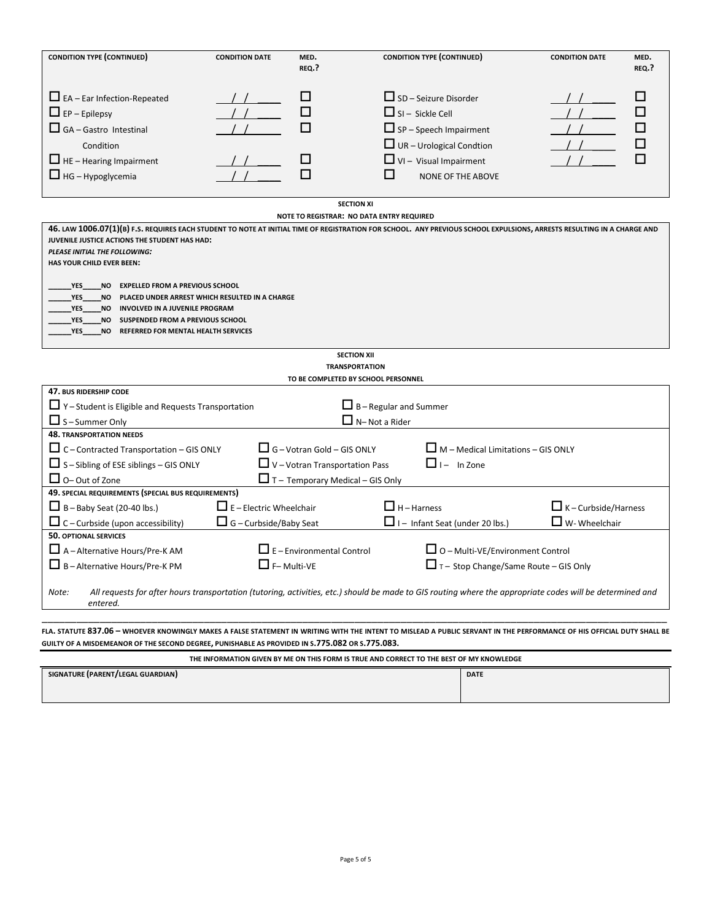| CONDITION TYPE (CONTINUED) | CONDITION DATE | MED. REQ.? | CONDITION TYPE (CONTINUED) | CONDITION DATE | MED. REQ.? |
|---|---|---|---|---|---|
| ☐ EA – Ear Infection-Repeated | / / ____ | ☐ | ☐ SD – Seizure Disorder | / / ____ | ☐ |
| ☐ EP – Epilepsy | / / ____ | ☐ | ☐ SI – Sickle Cell | / / ____ | ☐ |
| ☐ GA – Gastro Intestinal Condition | / / | ☐ | ☐ SP – Speech Impairment | / / | ☐ |
| | | | ☐ UR – Urological Condtion | / / ____ | ☐ |
| ☐ HE – Hearing Impairment | / / ____ | ☐ | ☐ VI – Visual Impairment | / / ____ | ☐ |
| ☐ HG – Hypoglycemia | / / ____ | ☐ | ☐ NONE OF THE ABOVE | | |

## SECTION XI

**NOTE TO REGISTRAR: NO DATA ENTRY REQUIRED**

**46. LAW 1006.07(1)(B) F.S. REQUIRES EACH STUDENT TO NOTE AT INITIAL TIME OF REGISTRATION FOR SCHOOL. ANY PREVIOUS SCHOOL EXPULSIONS, ARRESTS RESULTING IN A CHARGE AND JUVENILE JUSTICE ACTIONS THE STUDENT HAS HAD:**

***PLEASE INITIAL THE FOLLOWING:***

**HAS YOUR CHILD EVER BEEN:**

______YES_____NO EXPELLED FROM A PREVIOUS SCHOOL
______YES_____NO PLACED UNDER ARREST WHICH RESULTED IN A CHARGE
______YES_____NO INVOLVED IN A JUVENILE PROGRAM
______YES_____NO SUSPENDED FROM A PREVIOUS SCHOOL
______YES_____NO REFERRED FOR MENTAL HEALTH SERVICES

## SECTION XII

**TRANSPORTATION**

**TO BE COMPLETED BY SCHOOL PERSONNEL**

**47. BUS RIDERSHIP CODE**

☐ Y – Student is Eligible and Requests Transportation
☐ B – Regular and Summer
☐ S – Summer Only
☐ N– Not a Rider

**48. TRANSPORTATION NEEDS**

☐ C – Contracted Transportation – GIS ONLY
☐ G – Votran Gold – GIS ONLY
☐ M – Medical Limitations – GIS ONLY
☐ S – Sibling of ESE siblings – GIS ONLY
☐ V – Votran Transportation Pass
☐ I – In Zone
☐ O– Out of Zone
☐ T – Temporary Medical – GIS Only

**49. SPECIAL REQUIREMENTS (SPECIAL BUS REQUIREMENTS)**

☐ B – Baby Seat (20-40 lbs.)
☐ E – Electric Wheelchair
☐ H – Harness
☐ K – Curbside/Harness
☐ C – Curbside (upon accessibility)
☐ G – Curbside/Baby Seat
☐ I – Infant Seat (under 20 lbs.)
☐ W- Wheelchair

**50. OPTIONAL SERVICES**

☐ A – Alternative Hours/Pre-K AM
☐ E – Environmental Control
☐ O – Multi-VE/Environment Control
☐ B – Alternative Hours/Pre-K PM
☐ F– Multi-VE
☐ T – Stop Change/Same Route – GIS Only

*Note: All requests for after hours transportation (tutoring, activities, etc.) should be made to GIS routing where the appropriate codes will be determined and entered.*

---

**FLA. STATUTE 837.06 – WHOEVER KNOWINGLY MAKES A FALSE STATEMENT IN WRITING WITH THE INTENT TO MISLEAD A PUBLIC SERVANT IN THE PERFORMANCE OF HIS OFFICIAL DUTY SHALL BE GUILTY OF A MISDEMEANOR OF THE SECOND DEGREE, PUNISHABLE AS PROVIDED IN S.775.082 OR S.775.083.**

**THE INFORMATION GIVEN BY ME ON THIS FORM IS TRUE AND CORRECT TO THE BEST OF MY KNOWLEDGE**

| SIGNATURE (PARENT/LEGAL GUARDIAN) | DATE |
|---|---|
| | |